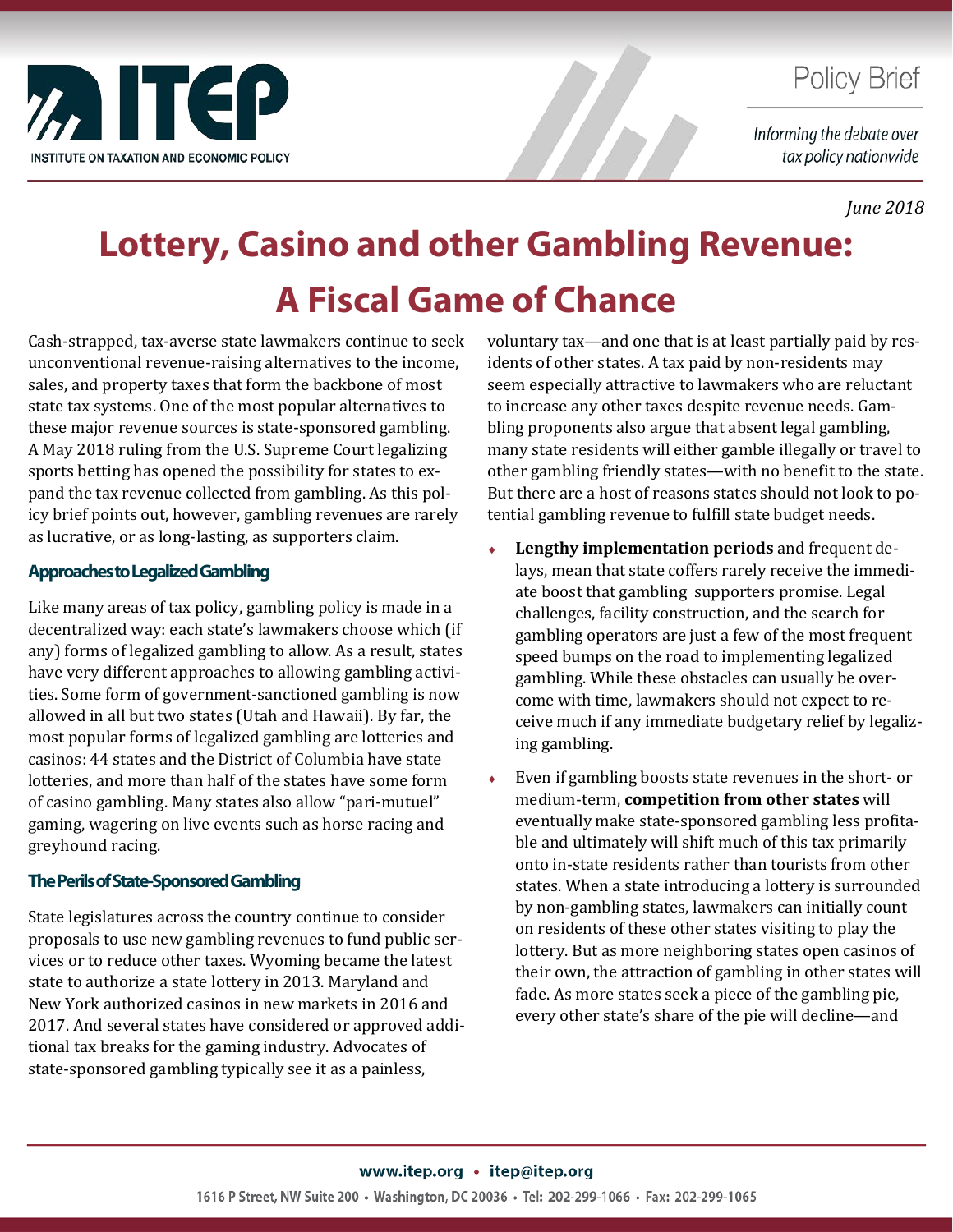ITEP

INSTITUTE ON TAXATION AND ECONOMIC POLICY

Policy Brief

*Informing the debate over tax policy nationwide*

*June 2018*

# Lottery, Casino and other Gambling Revenue: A Fiscal Game of Chance

Cash-strapped, tax-averse state lawmakers continue to seek unconventional revenue-raising alternatives to the income, sales, and property taxes that form the backbone of most state tax systems. One of the most popular alternatives to these major revenue sources is state-sponsored gambling. A May 2018 ruling from the U.S. Supreme Court legalizing sports betting has opened the possibility for states to expand the tax revenue collected from gambling. As this policy brief points out, however, gambling revenues are rarely as lucrative, or as long-lasting, as supporters claim.

## Approaches to Legalized Gambling

Like many areas of tax policy, gambling policy is made in a decentralized way: each state's lawmakers choose which (if any) forms of legalized gambling to allow. As a result, states have very different approaches to allowing gambling activities. Some form of government-sanctioned gambling is now allowed in all but two states (Utah and Hawaii). By far, the most popular forms of legalized gambling are lotteries and casinos: 44 states and the District of Columbia have state lotteries, and more than half of the states have some form of casino gambling. Many states also allow "pari-mutuel" gaming, wagering on live events such as horse racing and greyhound racing.

## The Perils of State-Sponsored Gambling

State legislatures across the country continue to consider proposals to use new gambling revenues to fund public services or to reduce other taxes. Wyoming became the latest state to authorize a state lottery in 2013. Maryland and New York authorized casinos in new markets in 2016 and 2017. And several states have considered or approved additional tax breaks for the gaming industry. Advocates of state-sponsored gambling typically see it as a painless, voluntary tax—and one that is at least partially paid by residents of other states. A tax paid by non-residents may seem especially attractive to lawmakers who are reluctant to increase any other taxes despite revenue needs. Gambling proponents also argue that absent legal gambling, many state residents will either gamble illegally or travel to other gambling friendly states—with no benefit to the state. But there are a host of reasons states should not look to potential gambling revenue to fulfill state budget needs.

- **Lengthy implementation periods** and frequent delays, mean that state coffers rarely receive the immediate boost that gambling supporters promise. Legal challenges, facility construction, and the search for gambling operators are just a few of the most frequent speed bumps on the road to implementing legalized gambling. While these obstacles can usually be overcome with time, lawmakers should not expect to receive much if any immediate budgetary relief by legalizing gambling.
- Even if gambling boosts state revenues in the short- or medium-term, **competition from other states** will eventually make state-sponsored gambling less profitable and ultimately will shift much of this tax primarily onto in-state residents rather than tourists from other states. When a state introducing a lottery is surrounded by non-gambling states, lawmakers can initially count on residents of these other states visiting to play the lottery. But as more neighboring states open casinos of their own, the attraction of gambling in other states will fade. As more states seek a piece of the gambling pie, every other state's share of the pie will decline—and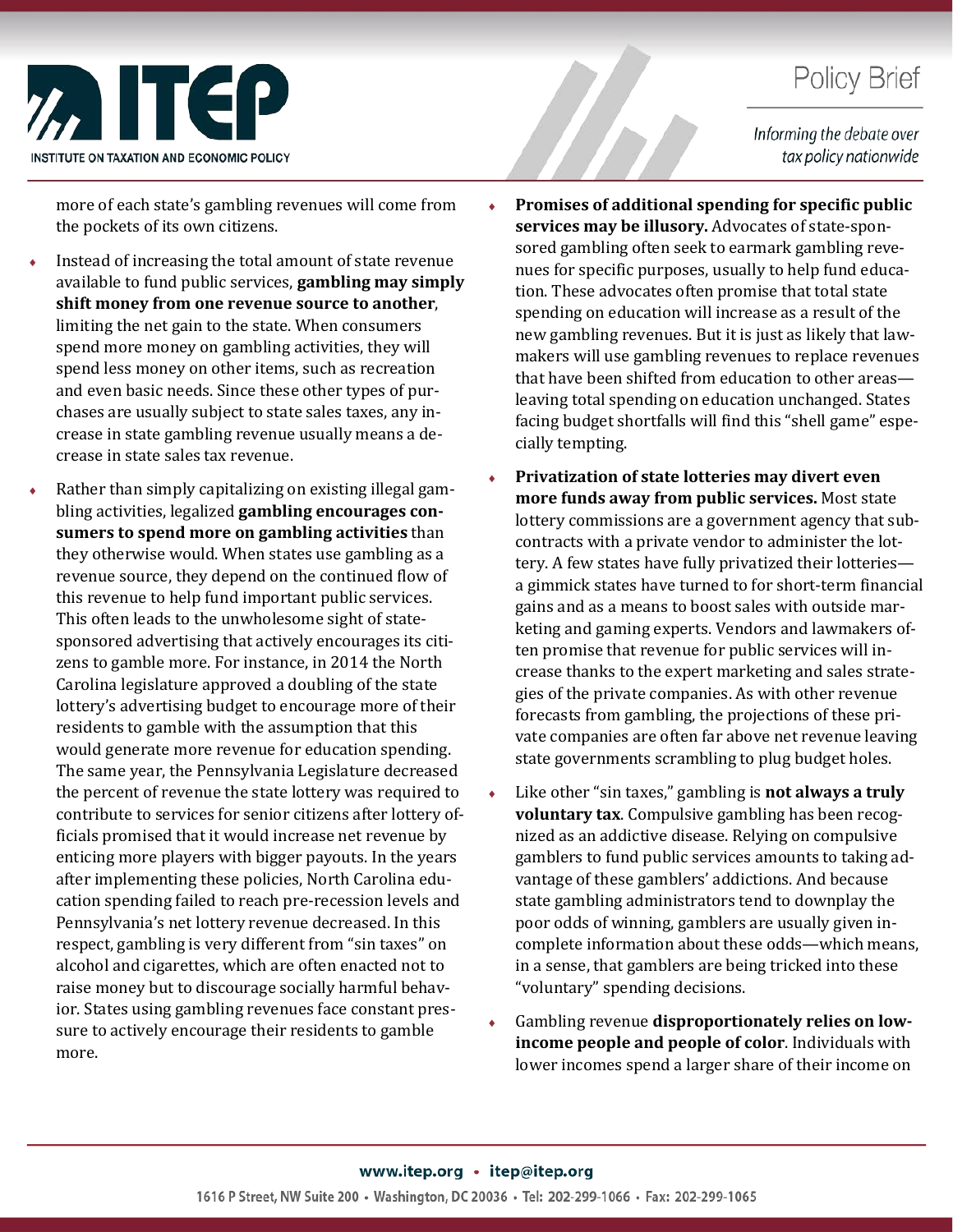more of each state's gambling revenues will come from the pockets of its own citizens.

- Instead of increasing the total amount of state revenue available to fund public services, **gambling may simply shift money from one revenue source to another**, limiting the net gain to the state. When consumers spend more money on gambling activities, they will spend less money on other items, such as recreation and even basic needs. Since these other types of purchases are usually subject to state sales taxes, any increase in state gambling revenue usually means a decrease in state sales tax revenue.
- Rather than simply capitalizing on existing illegal gambling activities, legalized **gambling encourages consumers to spend more on gambling activities** than they otherwise would. When states use gambling as a revenue source, they depend on the continued flow of this revenue to help fund important public services. This often leads to the unwholesome sight of state-sponsored advertising that actively encourages its citizens to gamble more. For instance, in 2014 the North Carolina legislature approved a doubling of the state lottery's advertising budget to encourage more of their residents to gamble with the assumption that this would generate more revenue for education spending. The same year, the Pennsylvania Legislature decreased the percent of revenue the state lottery was required to contribute to services for senior citizens after lottery officials promised that it would increase net revenue by enticing more players with bigger payouts. In the years after implementing these policies, North Carolina education spending failed to reach pre-recession levels and Pennsylvania's net lottery revenue decreased. In this respect, gambling is very different from "sin taxes" on alcohol and cigarettes, which are often enacted not to raise money but to discourage socially harmful behavior. States using gambling revenues face constant pressure to actively encourage their residents to gamble more.
- **Promises of additional spending for specific public services may be illusory.** Advocates of state-sponsored gambling often seek to earmark gambling revenues for specific purposes, usually to help fund education. These advocates often promise that total state spending on education will increase as a result of the new gambling revenues. But it is just as likely that lawmakers will use gambling revenues to replace revenues that have been shifted from education to other areas—leaving total spending on education unchanged. States facing budget shortfalls will find this "shell game" especially tempting.
- **Privatization of state lotteries may divert even more funds away from public services.** Most state lottery commissions are a government agency that subcontracts with a private vendor to administer the lottery. A few states have fully privatized their lotteries—a gimmick states have turned to for short-term financial gains and as a means to boost sales with outside marketing and gaming experts. Vendors and lawmakers often promise that revenue for public services will increase thanks to the expert marketing and sales strategies of the private companies. As with other revenue forecasts from gambling, the projections of these private companies are often far above net revenue leaving state governments scrambling to plug budget holes.
- Like other "sin taxes," gambling is **not always a truly voluntary tax**. Compulsive gambling has been recognized as an addictive disease. Relying on compulsive gamblers to fund public services amounts to taking advantage of these gamblers' addictions. And because state gambling administrators tend to downplay the poor odds of winning, gamblers are usually given incomplete information about these odds—which means, in a sense, that gamblers are being tricked into these "voluntary" spending decisions.
- Gambling revenue **disproportionately relies on low-income people and people of color**. Individuals with lower incomes spend a larger share of their income on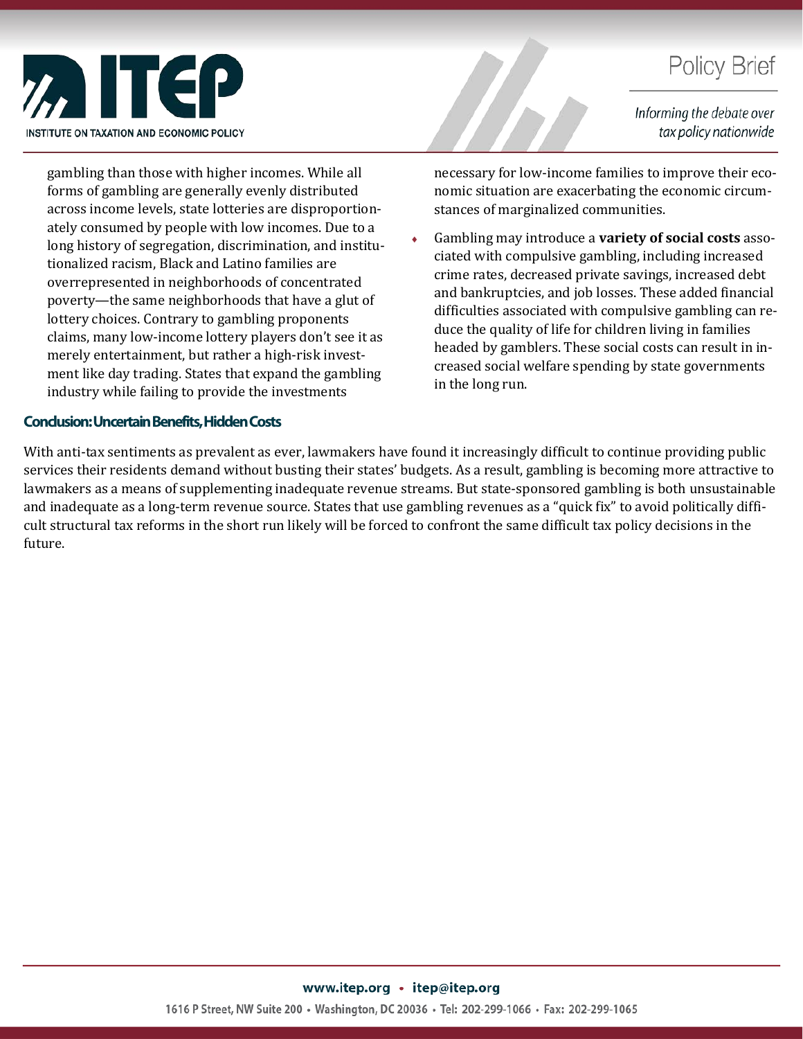gambling than those with higher incomes. While all forms of gambling are generally evenly distributed across income levels, state lotteries are disproportionately consumed by people with low incomes. Due to a long history of segregation, discrimination, and institutionalized racism, Black and Latino families are overrepresented in neighborhoods of concentrated poverty—the same neighborhoods that have a glut of lottery choices. Contrary to gambling proponents claims, many low-income lottery players don't see it as merely entertainment, but rather a high-risk investment like day trading. States that expand the gambling industry while failing to provide the investments necessary for low-income families to improve their economic situation are exacerbating the economic circumstances of marginalized communities.

- Gambling may introduce a **variety of social costs** associated with compulsive gambling, including increased crime rates, decreased private savings, increased debt and bankruptcies, and job losses. These added financial difficulties associated with compulsive gambling can reduce the quality of life for children living in families headed by gamblers. These social costs can result in increased social welfare spending by state governments in the long run.

## Conclusion: Uncertain Benefits, Hidden Costs

With anti-tax sentiments as prevalent as ever, lawmakers have found it increasingly difficult to continue providing public services their residents demand without busting their states' budgets. As a result, gambling is becoming more attractive to lawmakers as a means of supplementing inadequate revenue streams. But state-sponsored gambling is both unsustainable and inadequate as a long-term revenue source. States that use gambling revenues as a "quick fix" to avoid politically difficult structural tax reforms in the short run likely will be forced to confront the same difficult tax policy decisions in the future.